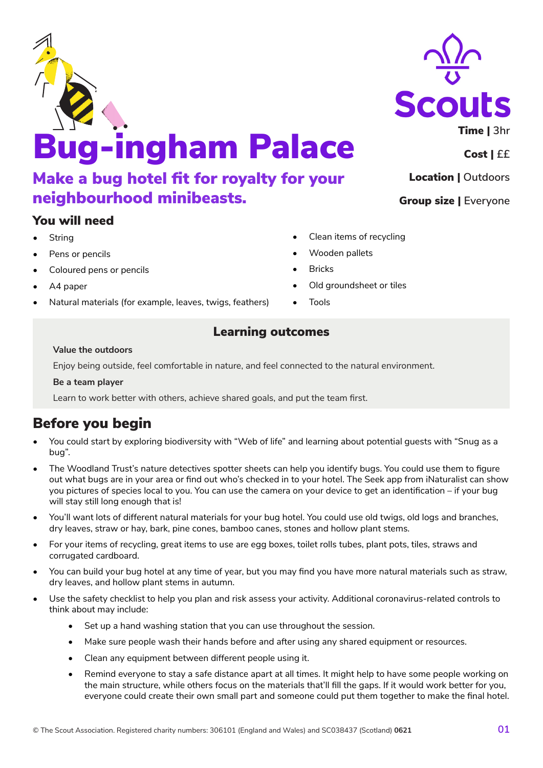# Bug-ingham Palace

## Make a bug hotel fit for royalty for your neighbourhood minibeasts.

**Time** | 3hr

**Cost** | ££

**Location** | Outdoors

**Group size** | Everyone

### You will need

- String
- Pens or pencils
- Coloured pens or pencils
- A4 paper
- Natural materials (for example, leaves, twigs, feathers)
- Clean items of recycling
- Wooden pallets
- Bricks
- Old groundsheet or tiles
- Tools

### Learning outcomes

**Value the outdoors**

Enjoy being outside, feel comfortable in nature, and feel connected to the natural environment.

**Be a team player**

Learn to work better with others, achieve shared goals, and put the team first.

## Before you begin

- You could start by exploring biodiversity with "Web of life" and learning about potential guests with "Snug as a bug".
- The Woodland Trust's nature detectives spotter sheets can help you identify bugs. You could use them to figure out what bugs are in your area or find out who's checked in to your hotel. The Seek app from iNaturalist can show you pictures of species local to you. You can use the camera on your device to get an identification – if your bug will stay still long enough that is!
- You'll want lots of different natural materials for your bug hotel. You could use old twigs, old logs and branches, dry leaves, straw or hay, bark, pine cones, bamboo canes, stones and hollow plant stems.
- For your items of recycling, great items to use are egg boxes, toilet rolls tubes, plant pots, tiles, straws and corrugated cardboard.
- You can build your bug hotel at any time of year, but you may find you have more natural materials such as straw, dry leaves, and hollow plant stems in autumn.
- Use the safety checklist to help you plan and risk assess your activity. Additional coronavirus-related controls to think about may include:
  - Set up a hand washing station that you can use throughout the session.
  - Make sure people wash their hands before and after using any shared equipment or resources.
  - Clean any equipment between different people using it.
  - Remind everyone to stay a safe distance apart at all times. It might help to have some people working on the main structure, while others focus on the materials that'll fill the gaps. If it would work better for you, everyone could create their own small part and someone could put them together to make the final hotel.

© The Scout Association. Registered charity numbers: 306101 (England and Wales) and SC038437 (Scotland) **0621**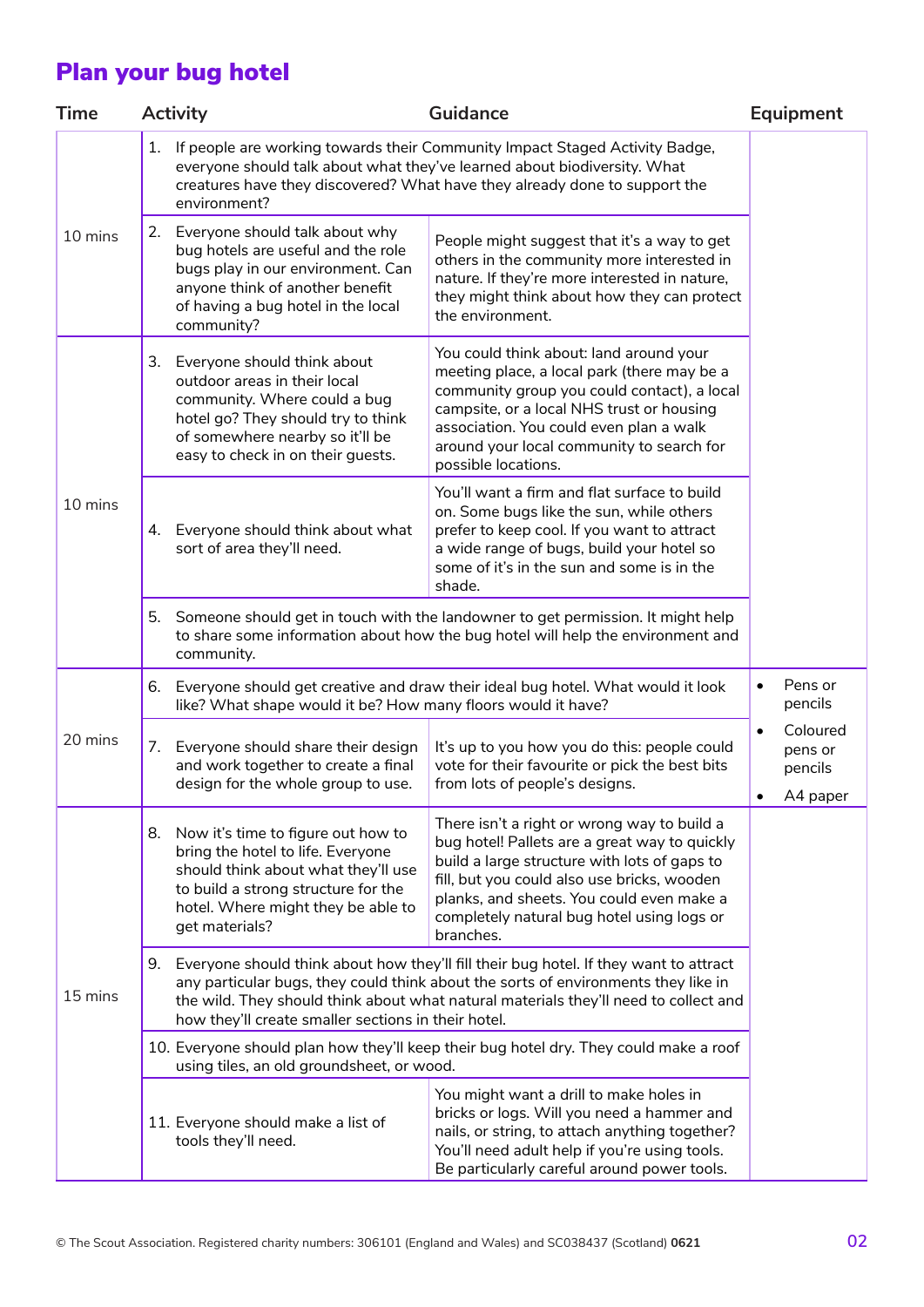## Plan your bug hotel

| Time | Activity | Guidance | Equipment |
|---|---|---|---|
| 10 mins | 1. If people are working towards their Community Impact Staged Activity Badge, everyone should talk about what they've learned about biodiversity. What creatures have they discovered? What have they already done to support the environment? | | |
| | 2. Everyone should talk about why bug hotels are useful and the role bugs play in our environment. Can anyone think of another benefit of having a bug hotel in the local community? | People might suggest that it's a way to get others in the community more interested in nature. If they're more interested in nature, they might think about how they can protect the environment. | |
| 10 mins | 3. Everyone should think about outdoor areas in their local community. Where could a bug hotel go? They should try to think of somewhere nearby so it'll be easy to check in on their guests. | You could think about: land around your meeting place, a local park (there may be a community group you could contact), a local campsite, or a local NHS trust or housing association. You could even plan a walk around your local community to search for possible locations. | |
| | 4. Everyone should think about what sort of area they'll need. | You'll want a firm and flat surface to build on. Some bugs like the sun, while others prefer to keep cool. If you want to attract a wide range of bugs, build your hotel so some of it's in the sun and some is in the shade. | |
| | 5. Someone should get in touch with the landowner to get permission. It might help to share some information about how the bug hotel will help the environment and community. | | |
| 20 mins | 6. Everyone should get creative and draw their ideal bug hotel. What would it look like? What shape would it be? How many floors would it have? | | • Pens or pencils<br>• Coloured pens or pencils<br>• A4 paper |
| | 7. Everyone should share their design and work together to create a final design for the whole group to use. | It's up to you how you do this: people could vote for their favourite or pick the best bits from lots of people's designs. | |
| 15 mins | 8. Now it's time to figure out how to bring the hotel to life. Everyone should think about what they'll use to build a strong structure for the hotel. Where might they be able to get materials? | There isn't a right or wrong way to build a bug hotel! Pallets are a great way to quickly build a large structure with lots of gaps to fill, but you could also use bricks, wooden planks, and sheets. You could even make a completely natural bug hotel using logs or branches. | |
| | 9. Everyone should think about how they'll fill their bug hotel. If they want to attract any particular bugs, they could think about the sorts of environments they like in the wild. They should think about what natural materials they'll need to collect and how they'll create smaller sections in their hotel. | | |
| | 10. Everyone should plan how they'll keep their bug hotel dry. They could make a roof using tiles, an old groundsheet, or wood. | | |
| | 11. Everyone should make a list of tools they'll need. | You might want a drill to make holes in bricks or logs. Will you need a hammer and nails, or string, to attach anything together? You'll need adult help if you're using tools. Be particularly careful around power tools. | |

© The Scout Association. Registered charity numbers: 306101 (England and Wales) and SC038437 (Scotland) **0621**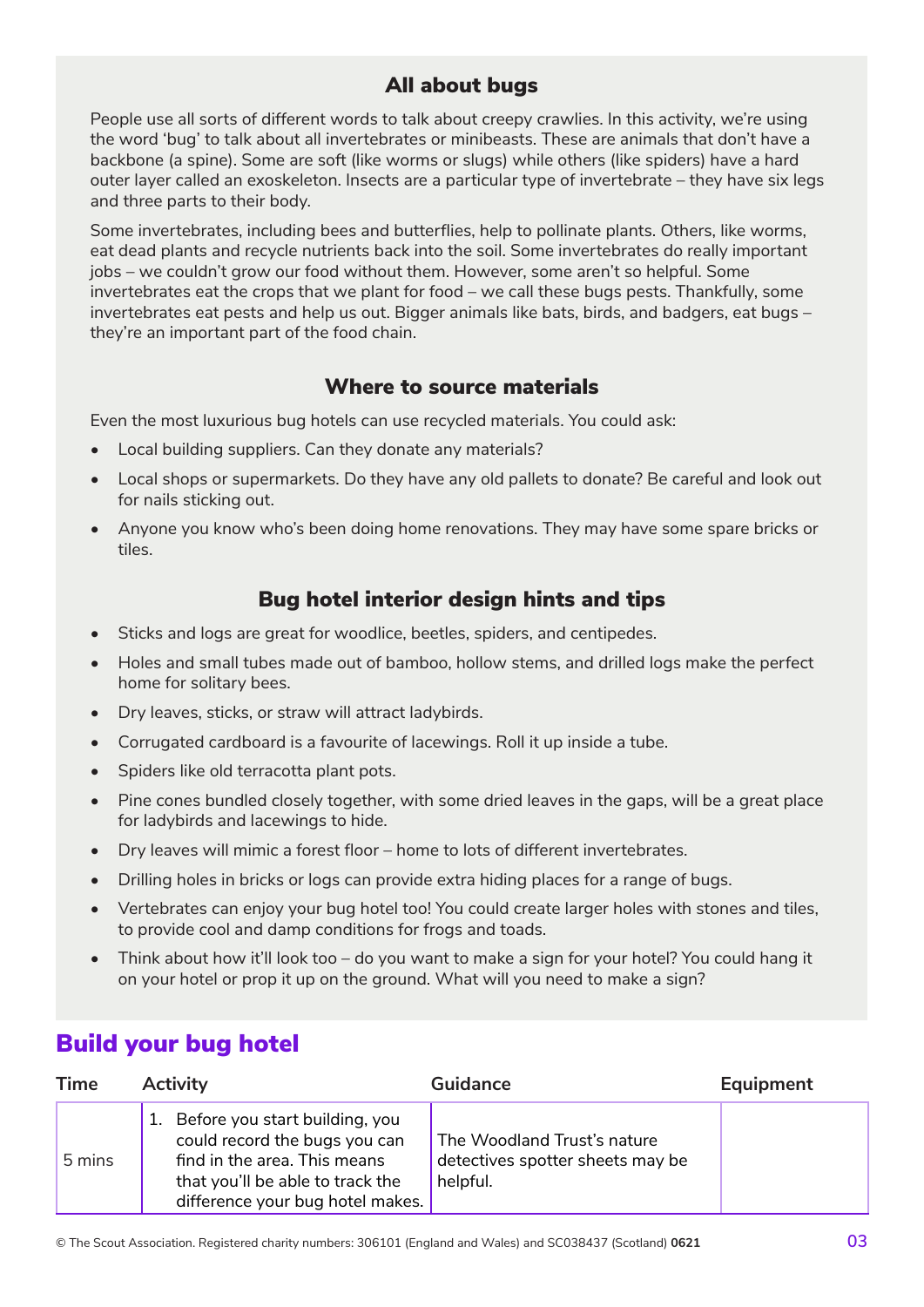## All about bugs

People use all sorts of different words to talk about creepy crawlies. In this activity, we're using the word 'bug' to talk about all invertebrates or minibeasts. These are animals that don't have a backbone (a spine). Some are soft (like worms or slugs) while others (like spiders) have a hard outer layer called an exoskeleton. Insects are a particular type of invertebrate – they have six legs and three parts to their body.

Some invertebrates, including bees and butterflies, help to pollinate plants. Others, like worms, eat dead plants and recycle nutrients back into the soil. Some invertebrates do really important jobs – we couldn't grow our food without them. However, some aren't so helpful. Some invertebrates eat the crops that we plant for food – we call these bugs pests. Thankfully, some invertebrates eat pests and help us out. Bigger animals like bats, birds, and badgers, eat bugs – they're an important part of the food chain.

## Where to source materials

Even the most luxurious bug hotels can use recycled materials. You could ask:

- Local building suppliers. Can they donate any materials?
- Local shops or supermarkets. Do they have any old pallets to donate? Be careful and look out for nails sticking out.
- Anyone you know who's been doing home renovations. They may have some spare bricks or tiles.

## Bug hotel interior design hints and tips

- Sticks and logs are great for woodlice, beetles, spiders, and centipedes.
- Holes and small tubes made out of bamboo, hollow stems, and drilled logs make the perfect home for solitary bees.
- Dry leaves, sticks, or straw will attract ladybirds.
- Corrugated cardboard is a favourite of lacewings. Roll it up inside a tube.
- Spiders like old terracotta plant pots.
- Pine cones bundled closely together, with some dried leaves in the gaps, will be a great place for ladybirds and lacewings to hide.
- Dry leaves will mimic a forest floor – home to lots of different invertebrates.
- Drilling holes in bricks or logs can provide extra hiding places for a range of bugs.
- Vertebrates can enjoy your bug hotel too! You could create larger holes with stones and tiles, to provide cool and damp conditions for frogs and toads.
- Think about how it'll look too – do you want to make a sign for your hotel? You could hang it on your hotel or prop it up on the ground. What will you need to make a sign?

# Build your bug hotel

| Time | Activity | Guidance | Equipment |
|---|---|---|---|
| 5 mins | 1. Before you start building, you could record the bugs you can find in the area. This means that you'll be able to track the difference your bug hotel makes. | The Woodland Trust's nature detectives spotter sheets may be helpful. | |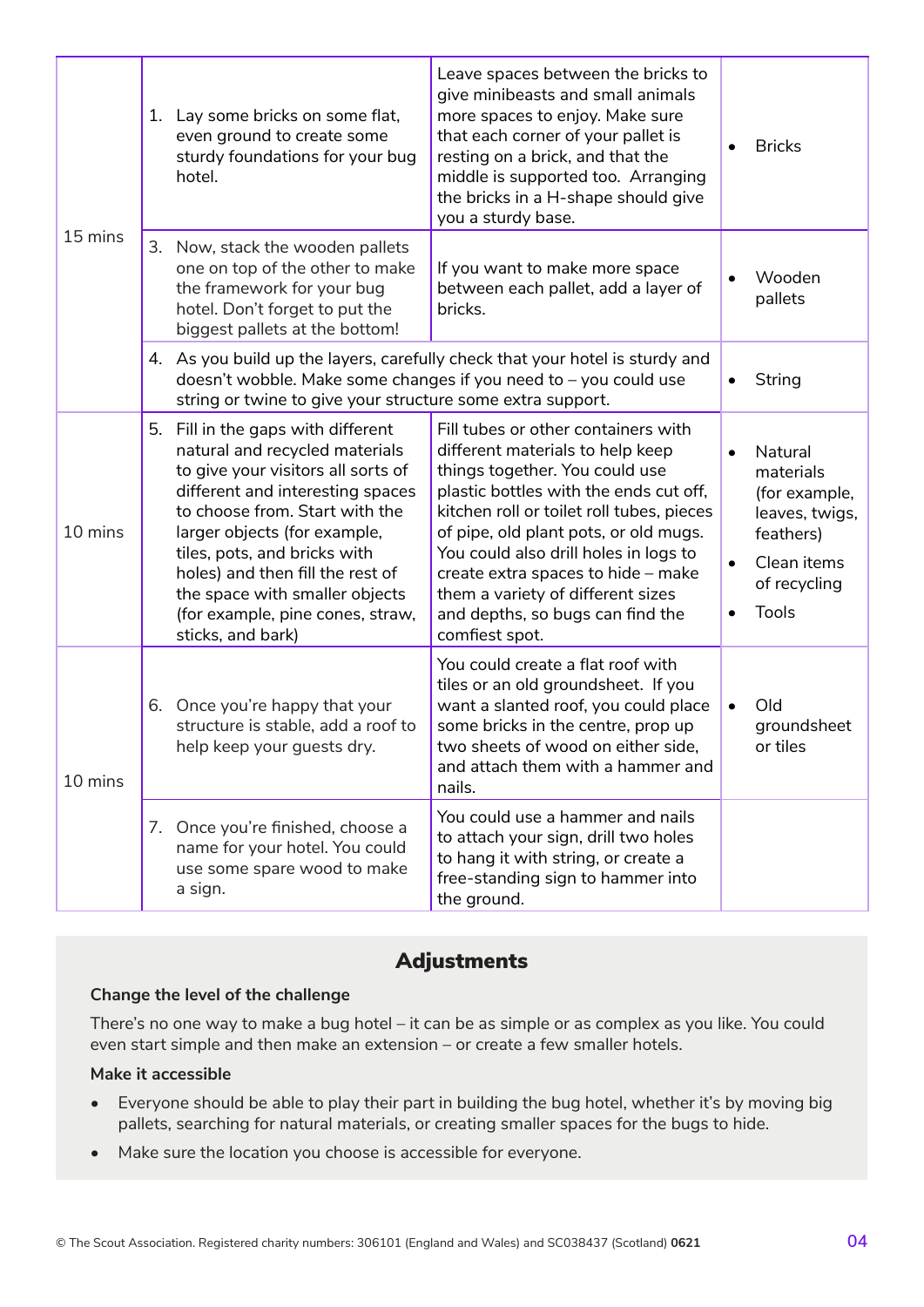| | | | |
|---|---|---|---|
| 15 mins | 1. Lay some bricks on some flat, even ground to create some sturdy foundations for your bug hotel. | Leave spaces between the bricks to give minibeasts and small animals more spaces to enjoy. Make sure that each corner of your pallet is resting on a brick, and that the middle is supported too. Arranging the bricks in a H-shape should give you a sturdy base. | • Bricks |
| | 3. Now, stack the wooden pallets one on top of the other to make the framework for your bug hotel. Don't forget to put the biggest pallets at the bottom! | If you want to make more space between each pallet, add a layer of bricks. | • Wooden pallets |
| | 4. As you build up the layers, carefully check that your hotel is sturdy and doesn't wobble. Make some changes if you need to – you could use string or twine to give your structure some extra support. | | • String |
| 10 mins | 5. Fill in the gaps with different natural and recycled materials to give your visitors all sorts of different and interesting spaces to choose from. Start with the larger objects (for example, tiles, pots, and bricks with holes) and then fill the rest of the space with smaller objects (for example, pine cones, straw, sticks, and bark) | Fill tubes or other containers with different materials to help keep things together. You could use plastic bottles with the ends cut off, kitchen roll or toilet roll tubes, pieces of pipe, old plant pots, or old mugs. You could also drill holes in logs to create extra spaces to hide – make them a variety of different sizes and depths, so bugs can find the comfiest spot. | • Natural materials (for example, leaves, twigs, feathers)<br>• Clean items of recycling<br>• Tools |
| 10 mins | 6. Once you're happy that your structure is stable, add a roof to help keep your guests dry. | You could create a flat roof with tiles or an old groundsheet. If you want a slanted roof, you could place some bricks in the centre, prop up two sheets of wood on either side, and attach them with a hammer and nails. | • Old groundsheet or tiles |
| | 7. Once you're finished, choose a name for your hotel. You could use some spare wood to make a sign. | You could use a hammer and nails to attach your sign, drill two holes to hang it with string, or create a free-standing sign to hammer into the ground. | |

## Adjustments

**Change the level of the challenge**

There's no one way to make a bug hotel – it can be as simple or as complex as you like. You could even start simple and then make an extension – or create a few smaller hotels.

**Make it accessible**

- Everyone should be able to play their part in building the bug hotel, whether it's by moving big pallets, searching for natural materials, or creating smaller spaces for the bugs to hide.
- Make sure the location you choose is accessible for everyone.

© The Scout Association. Registered charity numbers: 306101 (England and Wales) and SC038437 (Scotland) **0621**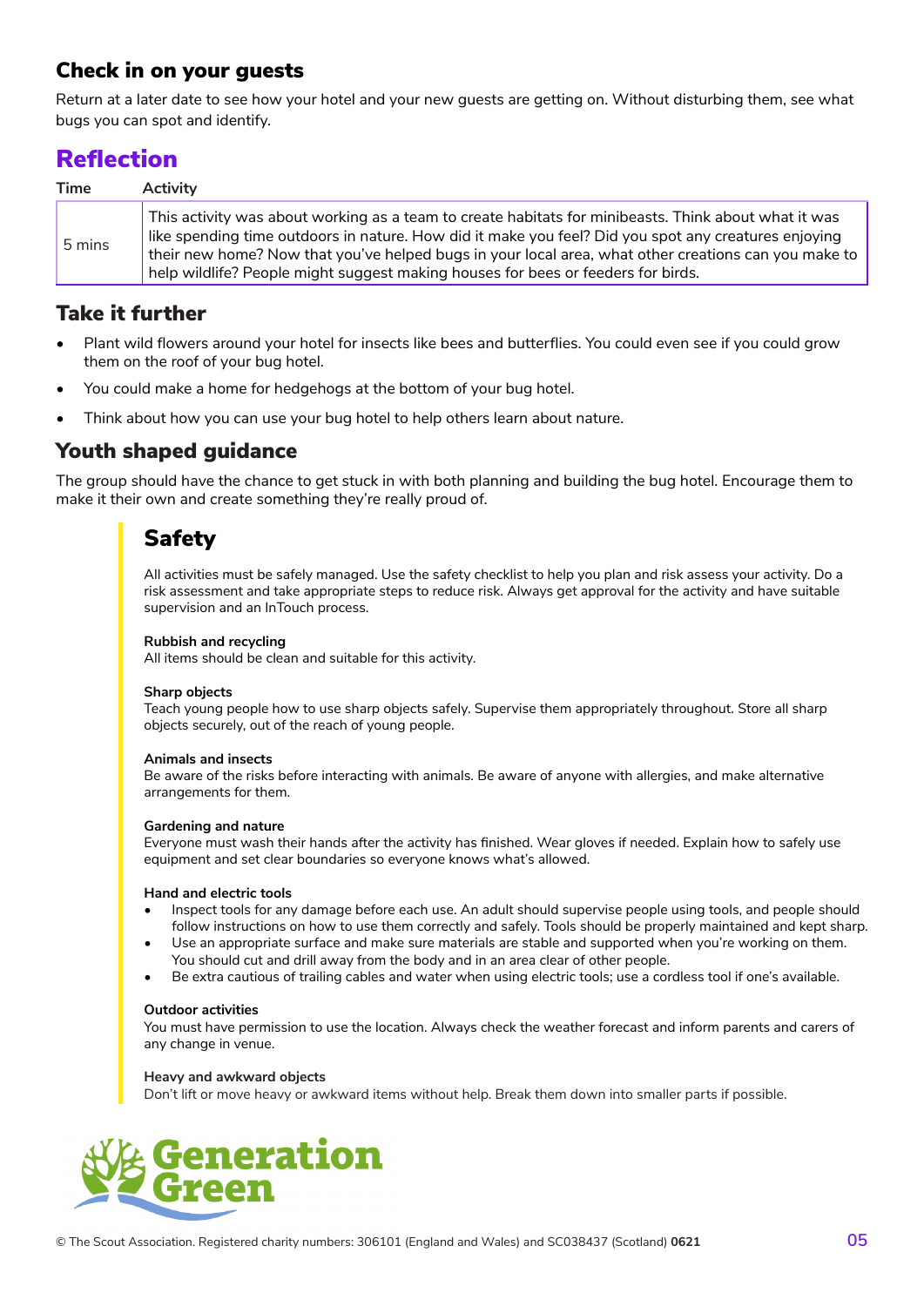## Check in on your guests

Return at a later date to see how your hotel and your new guests are getting on. Without disturbing them, see what bugs you can spot and identify.

## Reflection

| Time | Activity |
|---|---|
| 5 mins | This activity was about working as a team to create habitats for minibeasts. Think about what it was like spending time outdoors in nature. How did it make you feel? Did you spot any creatures enjoying their new home? Now that you've helped bugs in your local area, what other creations can you make to help wildlife? People might suggest making houses for bees or feeders for birds. |

## Take it further

- Plant wild flowers around your hotel for insects like bees and butterflies. You could even see if you could grow them on the roof of your bug hotel.
- You could make a home for hedgehogs at the bottom of your bug hotel.
- Think about how you can use your bug hotel to help others learn about nature.

## Youth shaped guidance

The group should have the chance to get stuck in with both planning and building the bug hotel. Encourage them to make it their own and create something they're really proud of.

## Safety

All activities must be safely managed. Use the safety checklist to help you plan and risk assess your activity. Do a risk assessment and take appropriate steps to reduce risk. Always get approval for the activity and have suitable supervision and an InTouch process.

**Rubbish and recycling**
All items should be clean and suitable for this activity.

**Sharp objects**
Teach young people how to use sharp objects safely. Supervise them appropriately throughout. Store all sharp objects securely, out of the reach of young people.

**Animals and insects**
Be aware of the risks before interacting with animals. Be aware of anyone with allergies, and make alternative arrangements for them.

**Gardening and nature**
Everyone must wash their hands after the activity has finished. Wear gloves if needed. Explain how to safely use equipment and set clear boundaries so everyone knows what's allowed.

**Hand and electric tools**

- Inspect tools for any damage before each use. An adult should supervise people using tools, and people should follow instructions on how to use them correctly and safely. Tools should be properly maintained and kept sharp.
- Use an appropriate surface and make sure materials are stable and supported when you're working on them. You should cut and drill away from the body and in an area clear of other people.
- Be extra cautious of trailing cables and water when using electric tools; use a cordless tool if one's available.

**Outdoor activities**
You must have permission to use the location. Always check the weather forecast and inform parents and carers of any change in venue.

**Heavy and awkward objects**
Don't lift or move heavy or awkward items without help. Break them down into smaller parts if possible.

Generation Green

© The Scout Association. Registered charity numbers: 306101 (England and Wales) and SC038437 (Scotland) **0621**